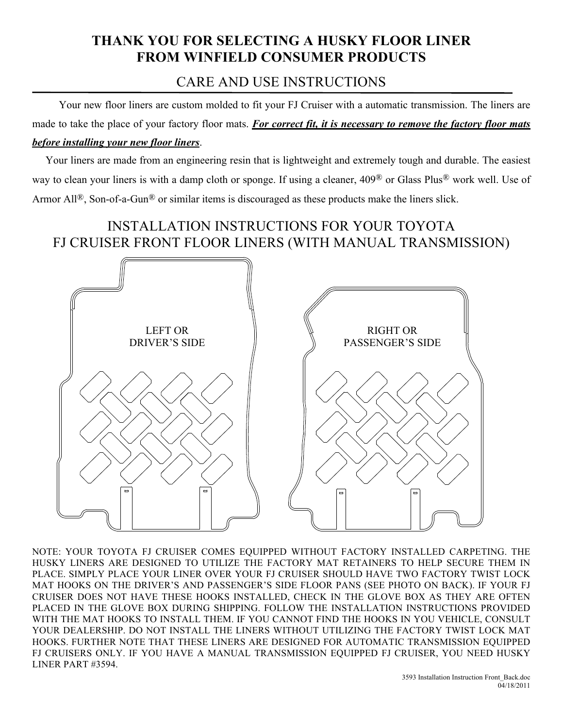# THANK YOU FOR SELECTING A HUSKY FLOOR LINER FROM WINFIELD CONSUMER PRODUCTS

## CARE AND USE INSTRUCTIONS

Your new floor liners are custom molded to fit your FJ Cruiser with a automatic transmission. The liners are made to take the place of your factory floor mats. ***For correct fit, it is necessary to remove the factory floor mats before installing your new floor liners***.

Your liners are made from an engineering resin that is lightweight and extremely tough and durable. The easiest way to clean your liners is with a damp cloth or sponge. If using a cleaner, 409® or Glass Plus® work well. Use of Armor All®, Son-of-a-Gun® or similar items is discouraged as these products make the liners slick.

## INSTALLATION INSTRUCTIONS FOR YOUR TOYOTA FJ CRUISER FRONT FLOOR LINERS (WITH MANUAL TRANSMISSION)

LEFT OR DRIVER'S SIDE

RIGHT OR PASSENGER'S SIDE

NOTE: YOUR TOYOTA FJ CRUISER COMES EQUIPPED WITHOUT FACTORY INSTALLED CARPETING. THE HUSKY LINERS ARE DESIGNED TO UTILIZE THE FACTORY MAT RETAINERS TO HELP SECURE THEM IN PLACE. SIMPLY PLACE YOUR LINER OVER YOUR FJ CRUISER SHOULD HAVE TWO FACTORY TWIST LOCK MAT HOOKS ON THE DRIVER'S AND PASSENGER'S SIDE FLOOR PANS (SEE PHOTO ON BACK). IF YOUR FJ CRUISER DOES NOT HAVE THESE HOOKS INSTALLED, CHECK IN THE GLOVE BOX AS THEY ARE OFTEN PLACED IN THE GLOVE BOX DURING SHIPPING. FOLLOW THE INSTALLATION INSTRUCTIONS PROVIDED WITH THE MAT HOOKS TO INSTALL THEM. IF YOU CANNOT FIND THE HOOKS IN YOU VEHICLE, CONSULT YOUR DEALERSHIP. DO NOT INSTALL THE LINERS WITHOUT UTILIZING THE FACTORY TWIST LOCK MAT HOOKS. FURTHER NOTE THAT THESE LINERS ARE DESIGNED FOR AUTOMATIC TRANSMISSION EQUIPPED FJ CRUISERS ONLY. IF YOU HAVE A MANUAL TRANSMISSION EQUIPPED FJ CRUISER, YOU NEED HUSKY LINER PART #3594.

3593 Installation Instruction Front_Back.doc
04/18/2011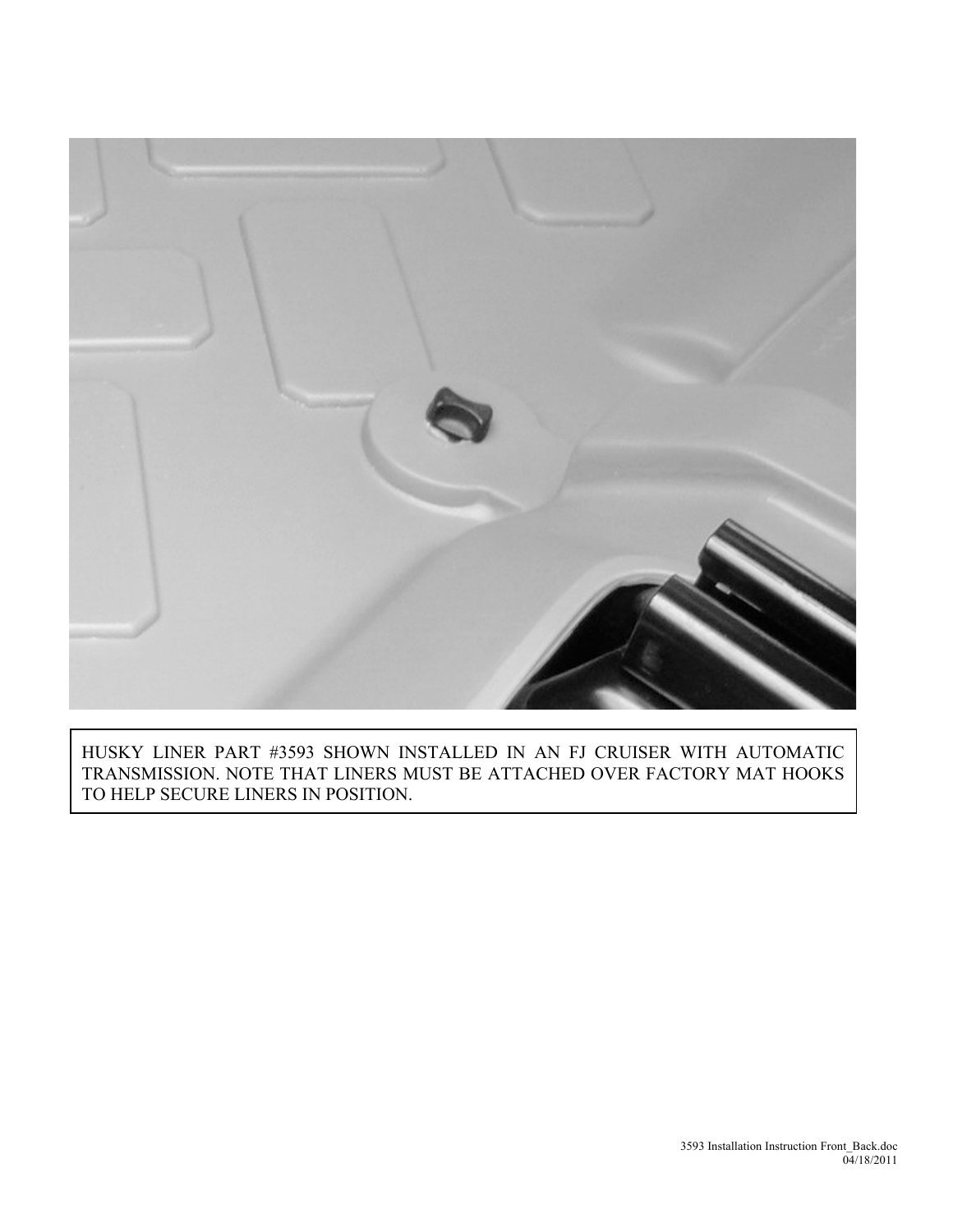HUSKY LINER PART #3593 SHOWN INSTALLED IN AN FJ CRUISER WITH AUTOMATIC TRANSMISSION. NOTE THAT LINERS MUST BE ATTACHED OVER FACTORY MAT HOOKS TO HELP SECURE LINERS IN POSITION.

3593 Installation Instruction Front_Back.doc
04/18/2011